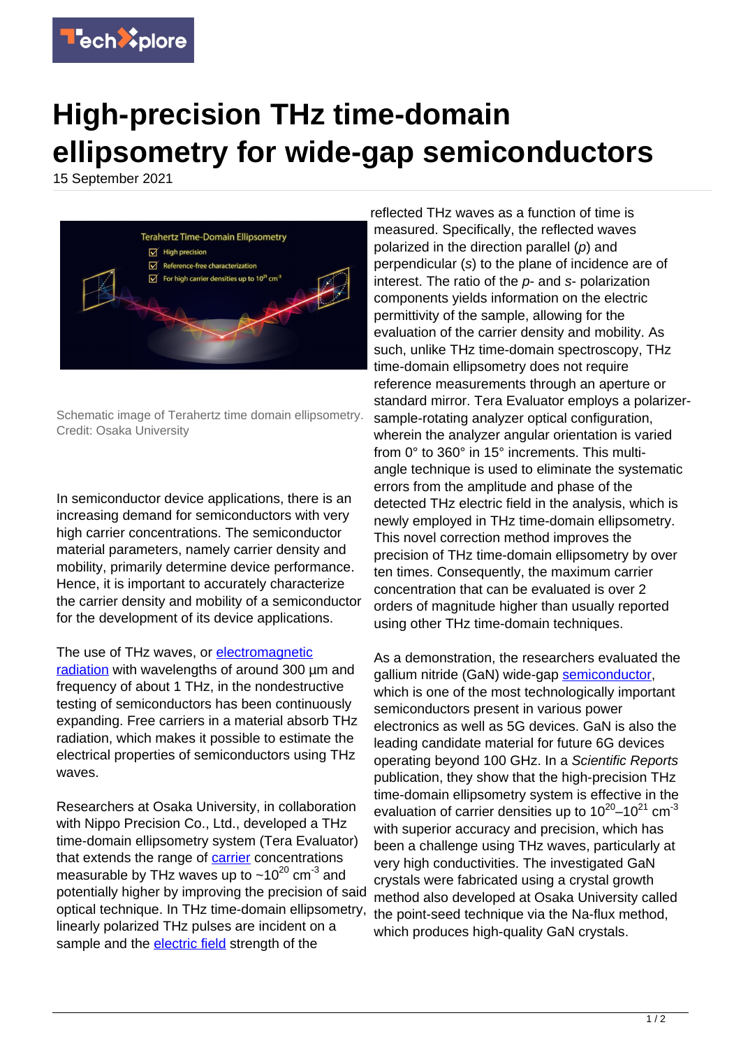# High-precision THz time-domain ellipsometry for wide-gap semiconductors

15 September 2021

Schematic image of Terahertz time domain ellipsometry. Credit: Osaka University

In semiconductor device applications, there is an increasing demand for semiconductors with very high carrier concentrations. The semiconductor material parameters, namely carrier density and mobility, primarily determine device performance. Hence, it is important to accurately characterize the carrier density and mobility of a semiconductor for the development of its device applications.

The use of THz waves, or electromagnetic radiation with wavelengths of around 300 µm and frequency of about 1 THz, in the nondestructive testing of semiconductors has been continuously expanding. Free carriers in a material absorb THz radiation, which makes it possible to estimate the electrical properties of semiconductors using THz waves.

Researchers at Osaka University, in collaboration with Nippo Precision Co., Ltd., developed a THz time-domain ellipsometry system (Tera Evaluator) that extends the range of carrier concentrations measurable by THz waves up to ~$10^{20}$ $cm^{-3}$ and potentially higher by improving the precision of said optical technique. In THz time-domain ellipsometry, linearly polarized THz pulses are incident on a sample and the electric field strength of the reflected THz waves as a function of time is measured. Specifically, the reflected waves polarized in the direction parallel (*p*) and perpendicular (*s*) to the plane of incidence are of interest. The ratio of the *p*- and *s*- polarization components yields information on the electric permittivity of the sample, allowing for the evaluation of the carrier density and mobility. As such, unlike THz time-domain spectroscopy, THz time-domain ellipsometry does not require reference measurements through an aperture or standard mirror. Tera Evaluator employs a polarizer-sample-rotating analyzer optical configuration, wherein the analyzer angular orientation is varied from 0° to 360° in 15° increments. This multi-angle technique is used to eliminate the systematic errors from the amplitude and phase of the detected THz electric field in the analysis, which is newly employed in THz time-domain ellipsometry. This novel correction method improves the precision of THz time-domain ellipsometry by over ten times. Consequently, the maximum carrier concentration that can be evaluated is over 2 orders of magnitude higher than usually reported using other THz time-domain techniques.

As a demonstration, the researchers evaluated the gallium nitride (GaN) wide-gap semiconductor, which is one of the most technologically important semiconductors present in various power electronics as well as 5G devices. GaN is also the leading candidate material for future 6G devices operating beyond 100 GHz. In a *Scientific Reports* publication, they show that the high-precision THz time-domain ellipsometry system is effective in the evaluation of carrier densities up to $10^{20}$–$10^{21}$ $cm^{-3}$ with superior accuracy and precision, which has been a challenge using THz waves, particularly at very high conductivities. The investigated GaN crystals were fabricated using a crystal growth method also developed at Osaka University called the point-seed technique via the Na-flux method, which produces high-quality GaN crystals.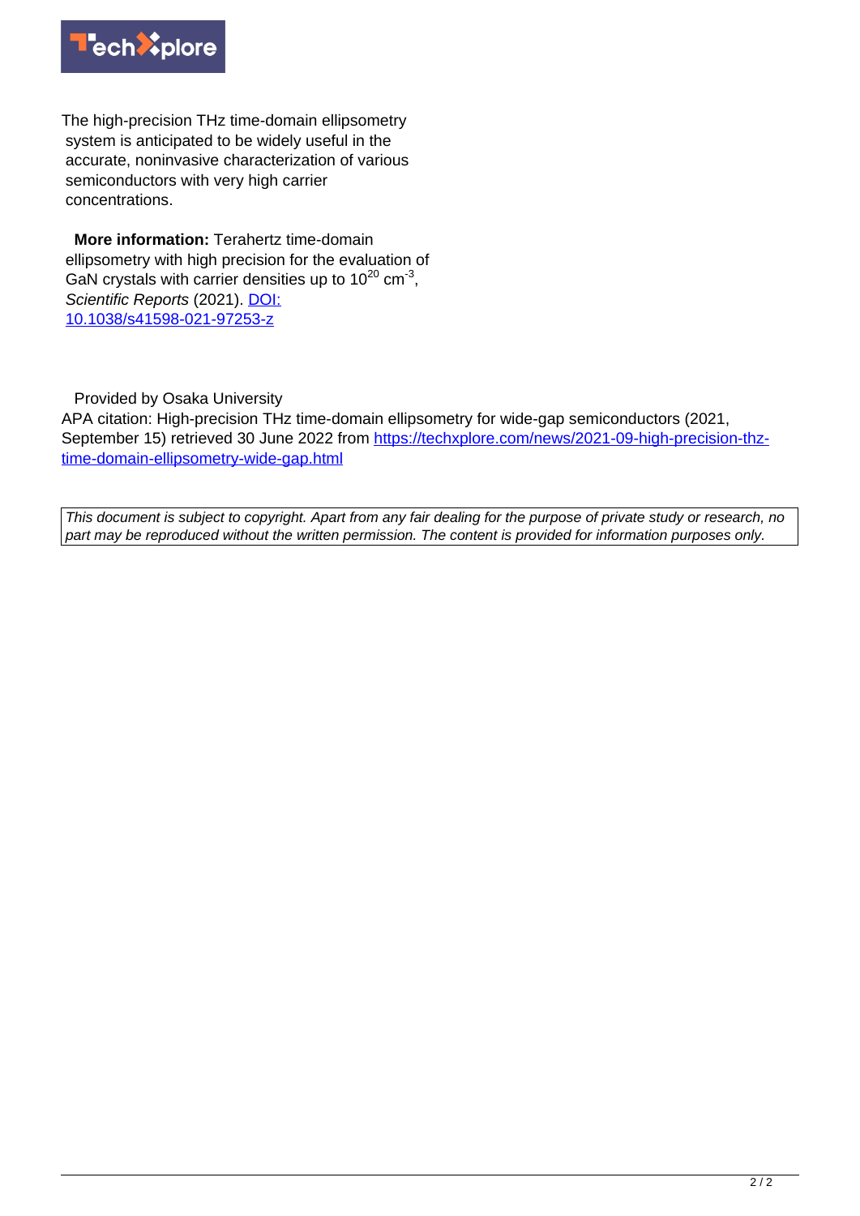The high-precision THz time-domain ellipsometry system is anticipated to be widely useful in the accurate, noninvasive characterization of various semiconductors with very high carrier concentrations.

**More information:** Terahertz time-domain ellipsometry with high precision for the evaluation of GaN crystals with carrier densities up to $10^{20}$ $cm^{-3}$, *Scientific Reports* (2021). DOI: 10.1038/s41598-021-97253-z

Provided by Osaka University

APA citation: High-precision THz time-domain ellipsometry for wide-gap semiconductors (2021, September 15) retrieved 30 June 2022 from https://techxplore.com/news/2021-09-high-precision-thz-time-domain-ellipsometry-wide-gap.html

*This document is subject to copyright. Apart from any fair dealing for the purpose of private study or research, no part may be reproduced without the written permission. The content is provided for information purposes only.*